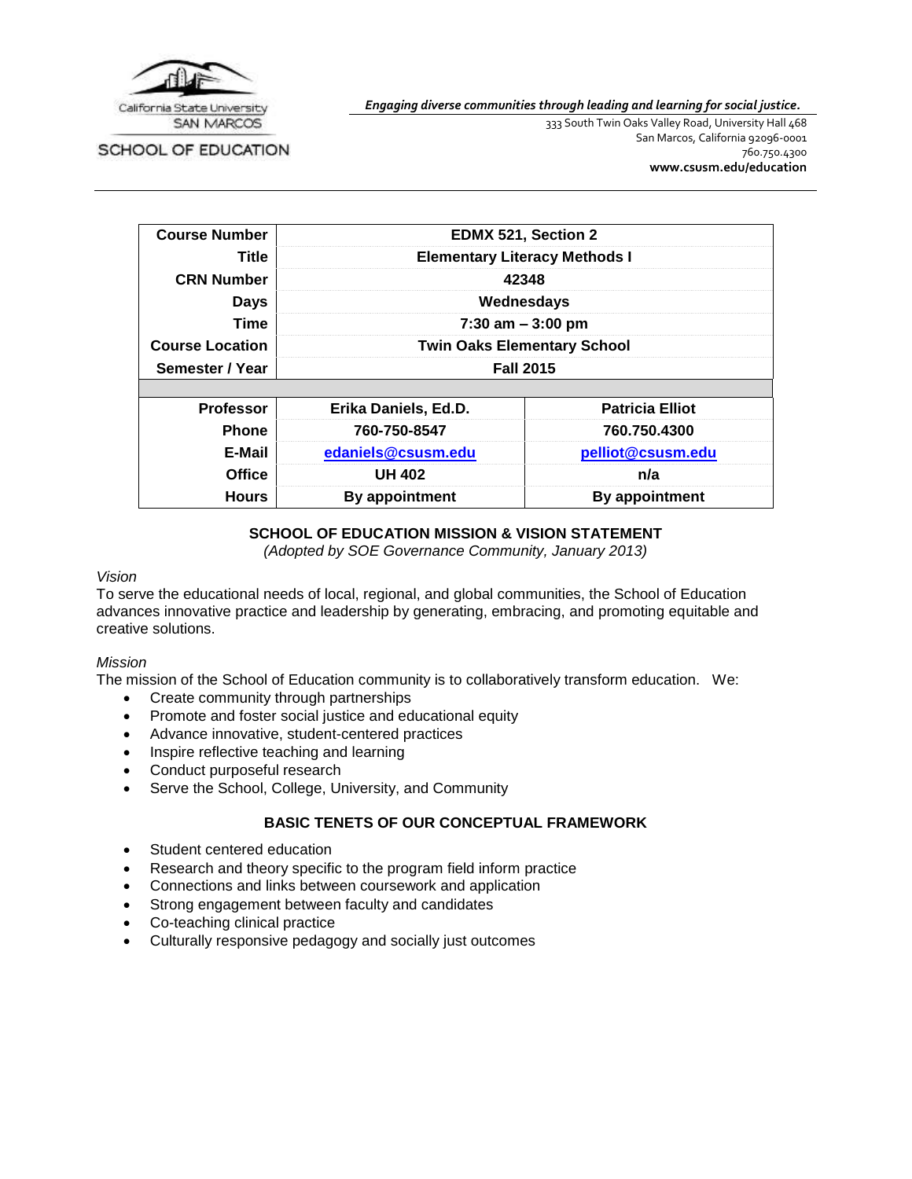California State University
SAN MARCOS

SCHOOL OF EDUCATION

***Engaging diverse communities through leading and learning for social justice.***

333 South Twin Oaks Valley Road, University Hall 468
San Marcos, California 92096-0001
760.750.4300
**www.csusm.edu/education**

| | | |
|---|---|---|
| **Course Number** | **EDMX 521, Section 2** | |
| **Title** | **Elementary Literacy Methods I** | |
| **CRN Number** | **42348** | |
| **Days** | **Wednesdays** | |
| **Time** | **7:30 am – 3:00 pm** | |
| **Course Location** | **Twin Oaks Elementary School** | |
| **Semester / Year** | **Fall 2015** | |
| | | |
| **Professor** | **Erika Daniels, Ed.D.** | **Patricia Elliot** |
| **Phone** | **760-750-8547** | **760.750.4300** |
| **E-Mail** | **edaniels@csusm.edu** | **pelliot@csusm.edu** |
| **Office** | **UH 402** | **n/a** |
| **Hours** | **By appointment** | **By appointment** |

## SCHOOL OF EDUCATION MISSION & VISION STATEMENT

*(Adopted by SOE Governance Community, January 2013)*

*Vision*

To serve the educational needs of local, regional, and global communities, the School of Education advances innovative practice and leadership by generating, embracing, and promoting equitable and creative solutions.

*Mission*

The mission of the School of Education community is to collaboratively transform education. We:

- Create community through partnerships
- Promote and foster social justice and educational equity
- Advance innovative, student-centered practices
- Inspire reflective teaching and learning
- Conduct purposeful research
- Serve the School, College, University, and Community

## BASIC TENETS OF OUR CONCEPTUAL FRAMEWORK

- Student centered education
- Research and theory specific to the program field inform practice
- Connections and links between coursework and application
- Strong engagement between faculty and candidates
- Co-teaching clinical practice
- Culturally responsive pedagogy and socially just outcomes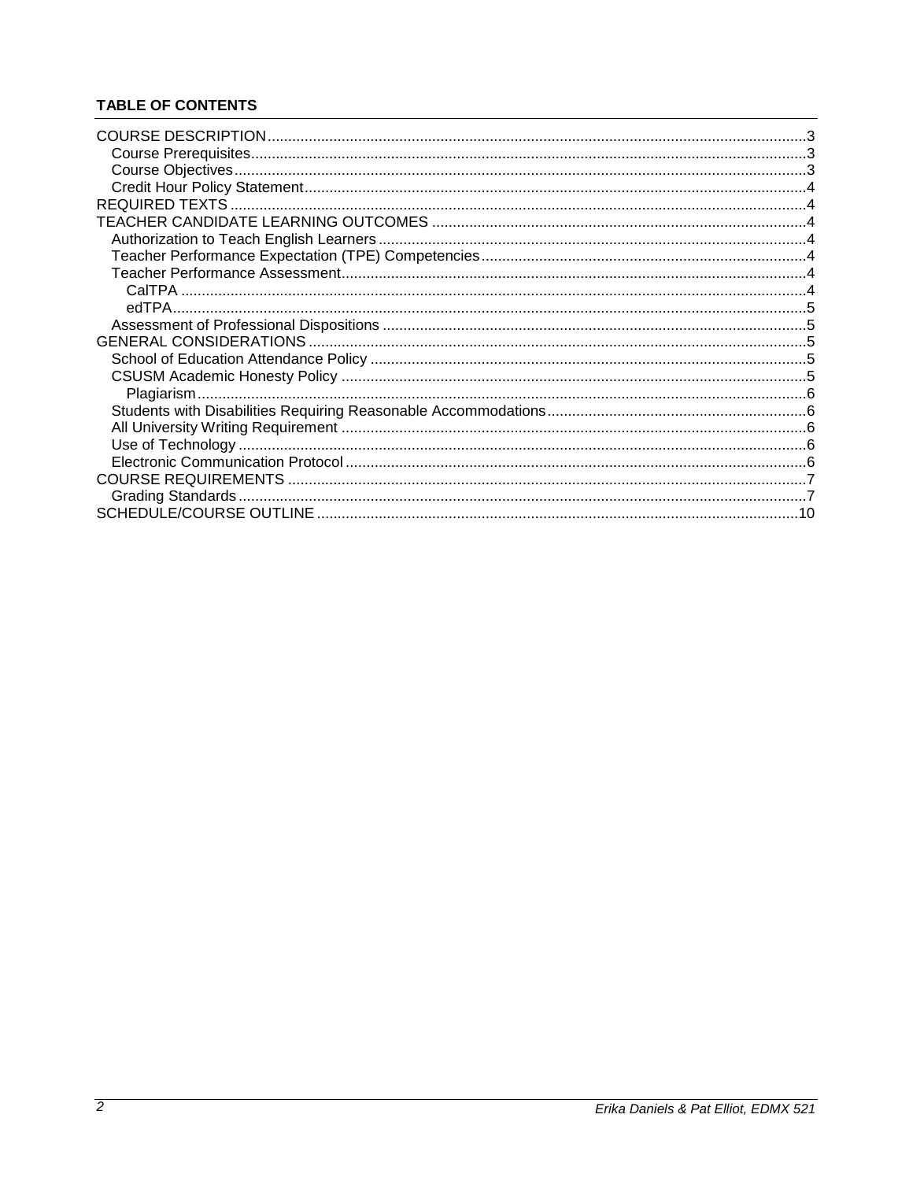**TABLE OF CONTENTS**

- COURSE DESCRIPTION ... 3
  - Course Prerequisites ... 3
  - Course Objectives ... 3
  - Credit Hour Policy Statement ... 4
- REQUIRED TEXTS ... 4
- TEACHER CANDIDATE LEARNING OUTCOMES ... 4
  - Authorization to Teach English Learners ... 4
  - Teacher Performance Expectation (TPE) Competencies ... 4
  - Teacher Performance Assessment ... 4
    - CalTPA ... 4
    - edTPA ... 5
  - Assessment of Professional Dispositions ... 5
- GENERAL CONSIDERATIONS ... 5
  - School of Education Attendance Policy ... 5
  - CSUSM Academic Honesty Policy ... 5
    - Plagiarism ... 6
  - Students with Disabilities Requiring Reasonable Accommodations ... 6
  - All University Writing Requirement ... 6
  - Use of Technology ... 6
  - Electronic Communication Protocol ... 6
- COURSE REQUIREMENTS ... 7
  - Grading Standards ... 7
- SCHEDULE/COURSE OUTLINE ... 10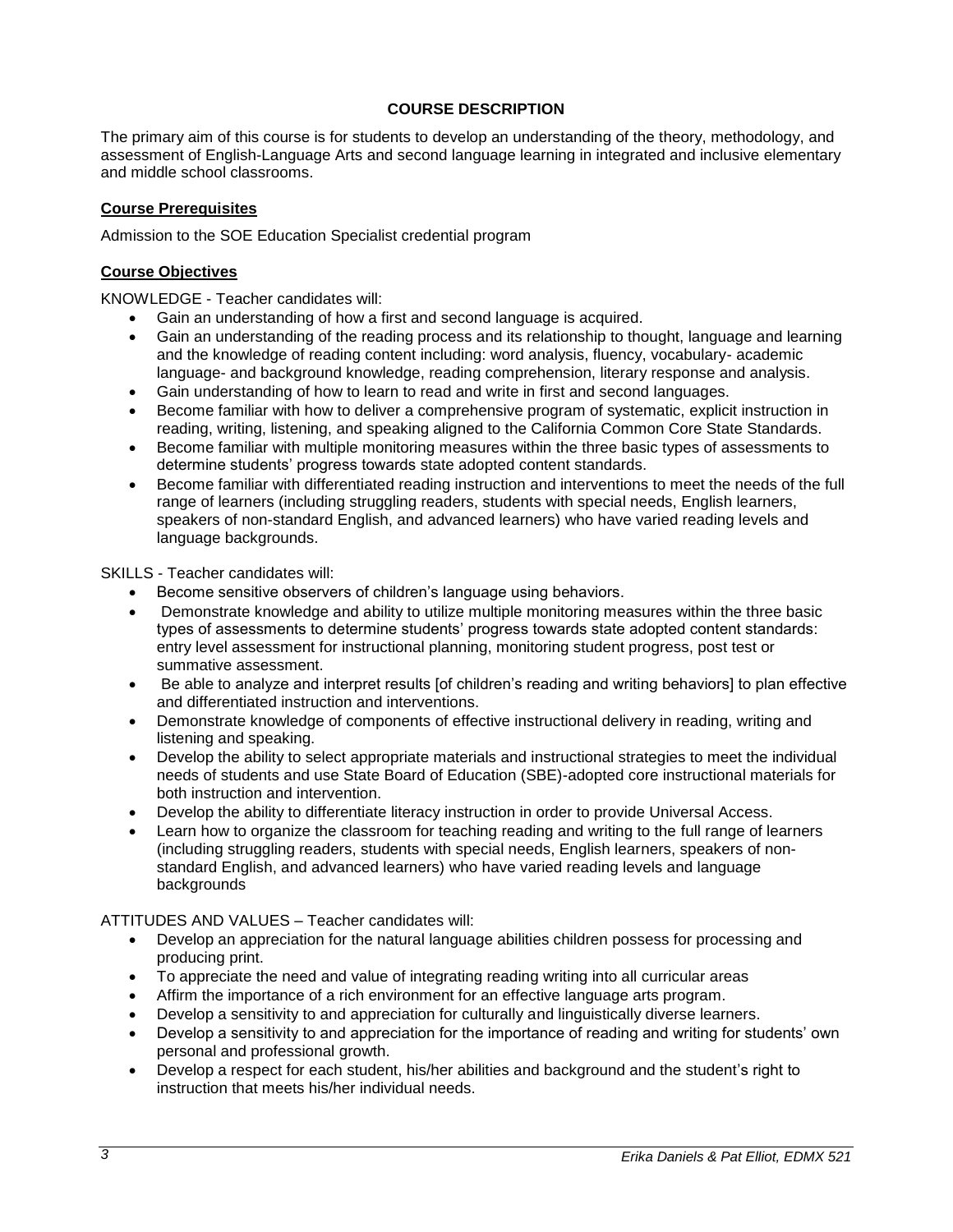## COURSE DESCRIPTION

The primary aim of this course is for students to develop an understanding of the theory, methodology, and assessment of English-Language Arts and second language learning in integrated and inclusive elementary and middle school classrooms.

### Course Prerequisites

Admission to the SOE Education Specialist credential program

### Course Objectives

KNOWLEDGE - Teacher candidates will:

- Gain an understanding of how a first and second language is acquired.
- Gain an understanding of the reading process and its relationship to thought, language and learning and the knowledge of reading content including: word analysis, fluency, vocabulary- academic language- and background knowledge, reading comprehension, literary response and analysis.
- Gain understanding of how to learn to read and write in first and second languages.
- Become familiar with how to deliver a comprehensive program of systematic, explicit instruction in reading, writing, listening, and speaking aligned to the California Common Core State Standards.
- Become familiar with multiple monitoring measures within the three basic types of assessments to determine students' progress towards state adopted content standards.
- Become familiar with differentiated reading instruction and interventions to meet the needs of the full range of learners (including struggling readers, students with special needs, English learners, speakers of non-standard English, and advanced learners) who have varied reading levels and language backgrounds.

SKILLS - Teacher candidates will:

- Become sensitive observers of children's language using behaviors.
- Demonstrate knowledge and ability to utilize multiple monitoring measures within the three basic types of assessments to determine students' progress towards state adopted content standards: entry level assessment for instructional planning, monitoring student progress, post test or summative assessment.
- Be able to analyze and interpret results [of children's reading and writing behaviors] to plan effective and differentiated instruction and interventions.
- Demonstrate knowledge of components of effective instructional delivery in reading, writing and listening and speaking.
- Develop the ability to select appropriate materials and instructional strategies to meet the individual needs of students and use State Board of Education (SBE)-adopted core instructional materials for both instruction and intervention.
- Develop the ability to differentiate literacy instruction in order to provide Universal Access.
- Learn how to organize the classroom for teaching reading and writing to the full range of learners (including struggling readers, students with special needs, English learners, speakers of non-standard English, and advanced learners) who have varied reading levels and language backgrounds

ATTITUDES AND VALUES – Teacher candidates will:

- Develop an appreciation for the natural language abilities children possess for processing and producing print.
- To appreciate the need and value of integrating reading writing into all curricular areas
- Affirm the importance of a rich environment for an effective language arts program.
- Develop a sensitivity to and appreciation for culturally and linguistically diverse learners.
- Develop a sensitivity to and appreciation for the importance of reading and writing for students' own personal and professional growth.
- Develop a respect for each student, his/her abilities and background and the student's right to instruction that meets his/her individual needs.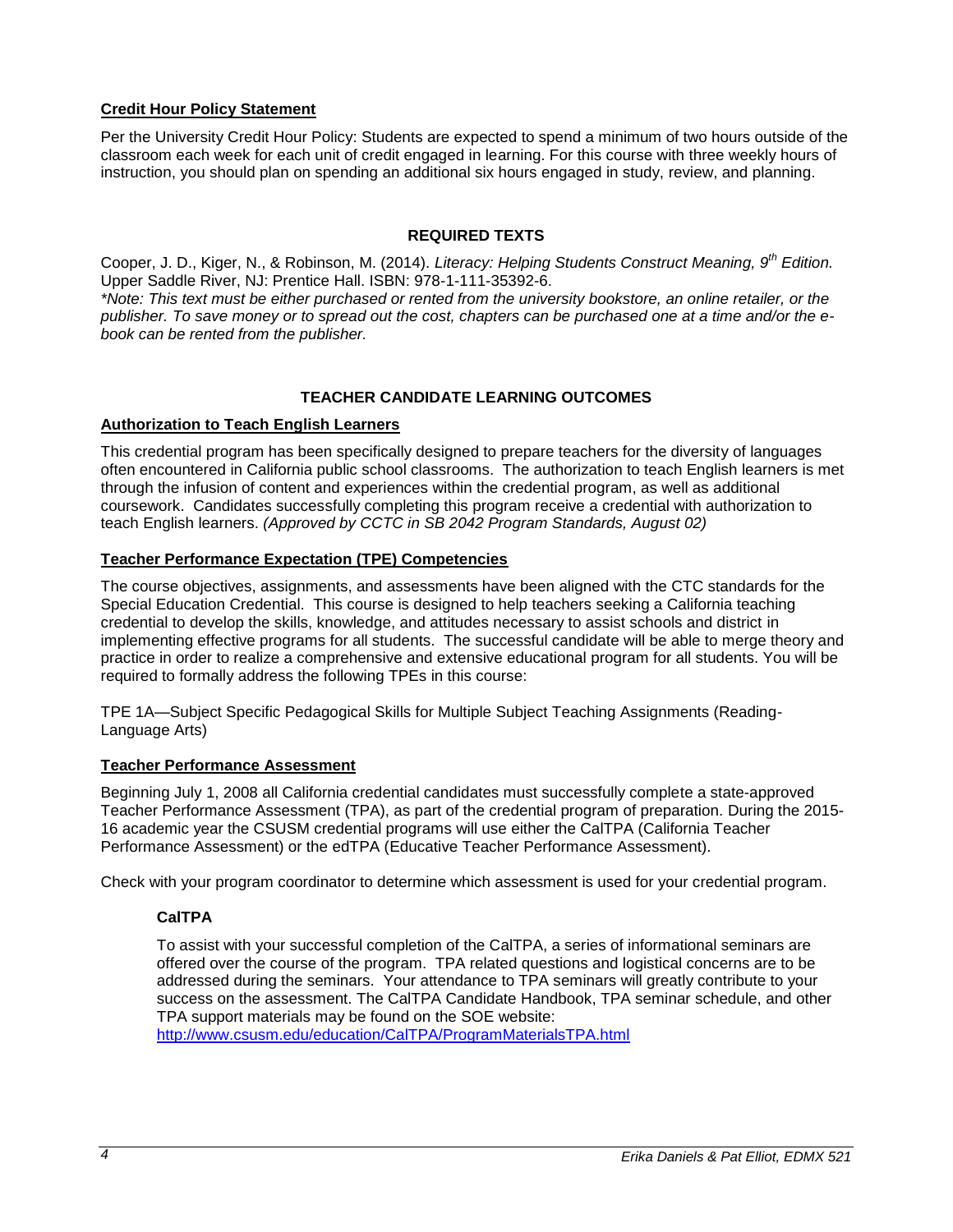**Credit Hour Policy Statement**

Per the University Credit Hour Policy: Students are expected to spend a minimum of two hours outside of the classroom each week for each unit of credit engaged in learning. For this course with three weekly hours of instruction, you should plan on spending an additional six hours engaged in study, review, and planning.

## REQUIRED TEXTS

Cooper, J. D., Kiger, N., & Robinson, M. (2014). *Literacy: Helping Students Construct Meaning, 9th Edition.* Upper Saddle River, NJ: Prentice Hall. ISBN: 978-1-111-35392-6.
*\*Note: This text must be either purchased or rented from the university bookstore, an online retailer, or the publisher. To save money or to spread out the cost, chapters can be purchased one at a time and/or the e-book can be rented from the publisher.*

## TEACHER CANDIDATE LEARNING OUTCOMES

**Authorization to Teach English Learners**

This credential program has been specifically designed to prepare teachers for the diversity of languages often encountered in California public school classrooms. The authorization to teach English learners is met through the infusion of content and experiences within the credential program, as well as additional coursework. Candidates successfully completing this program receive a credential with authorization to teach English learners. *(Approved by CCTC in SB 2042 Program Standards, August 02)*

**Teacher Performance Expectation (TPE) Competencies**

The course objectives, assignments, and assessments have been aligned with the CTC standards for the Special Education Credential. This course is designed to help teachers seeking a California teaching credential to develop the skills, knowledge, and attitudes necessary to assist schools and district in implementing effective programs for all students. The successful candidate will be able to merge theory and practice in order to realize a comprehensive and extensive educational program for all students. You will be required to formally address the following TPEs in this course:

TPE 1A—Subject Specific Pedagogical Skills for Multiple Subject Teaching Assignments (Reading-Language Arts)

**Teacher Performance Assessment**

Beginning July 1, 2008 all California credential candidates must successfully complete a state-approved Teacher Performance Assessment (TPA), as part of the credential program of preparation. During the 2015-16 academic year the CSUSM credential programs will use either the CalTPA (California Teacher Performance Assessment) or the edTPA (Educative Teacher Performance Assessment).

Check with your program coordinator to determine which assessment is used for your credential program.

### CalTPA

To assist with your successful completion of the CalTPA, a series of informational seminars are offered over the course of the program. TPA related questions and logistical concerns are to be addressed during the seminars. Your attendance to TPA seminars will greatly contribute to your success on the assessment. The CalTPA Candidate Handbook, TPA seminar schedule, and other TPA support materials may be found on the SOE website:
http://www.csusm.edu/education/CalTPA/ProgramMaterialsTPA.html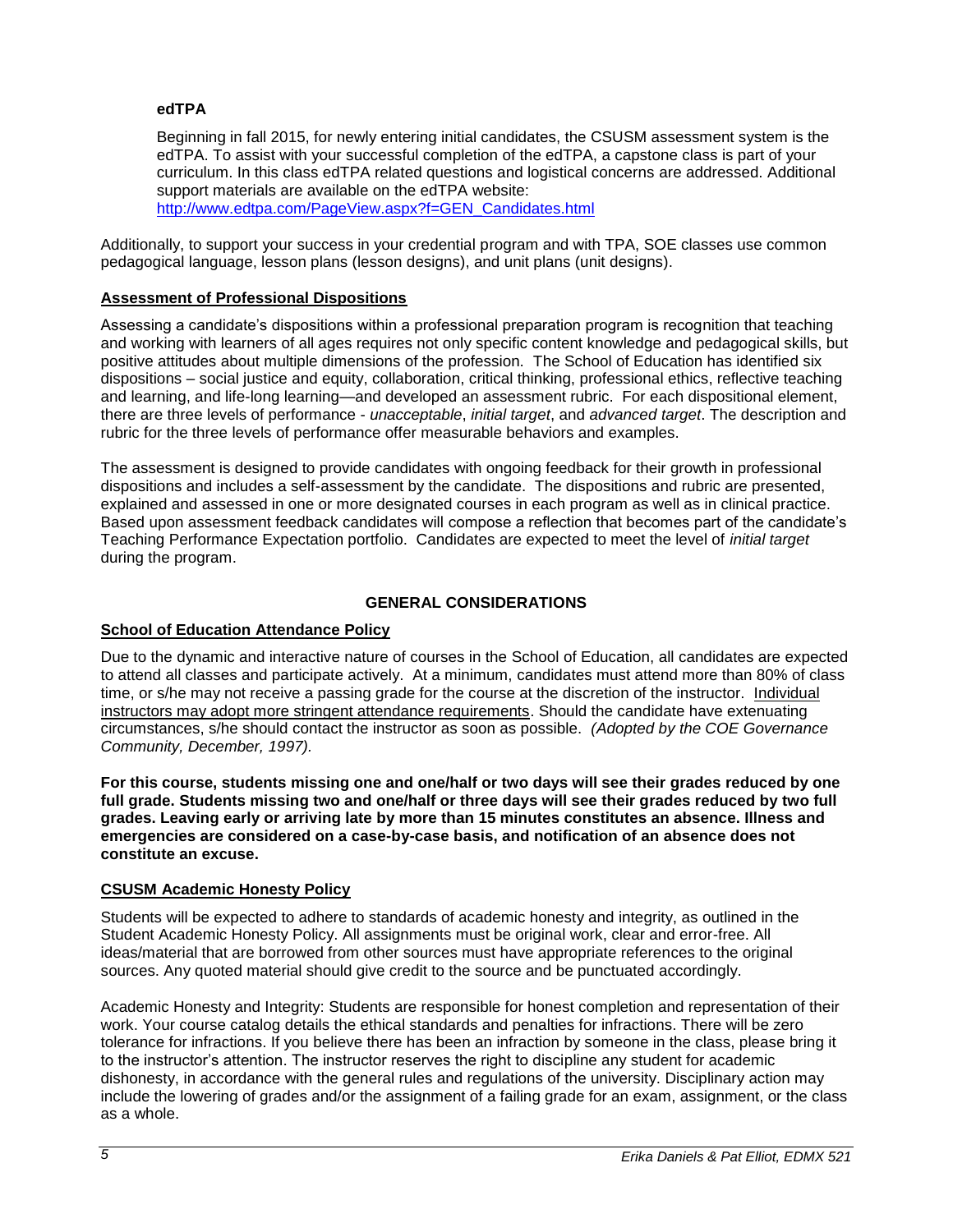### edTPA

Beginning in fall 2015, for newly entering initial candidates, the CSUSM assessment system is the edTPA. To assist with your successful completion of the edTPA, a capstone class is part of your curriculum. In this class edTPA related questions and logistical concerns are addressed. Additional support materials are available on the edTPA website: [http://www.edtpa.com/PageView.aspx?f=GEN_Candidates.html](http://www.edtpa.com/PageView.aspx?f=GEN_Candidates.html)

Additionally, to support your success in your credential program and with TPA, SOE classes use common pedagogical language, lesson plans (lesson designs), and unit plans (unit designs).

### Assessment of Professional Dispositions

Assessing a candidate's dispositions within a professional preparation program is recognition that teaching and working with learners of all ages requires not only specific content knowledge and pedagogical skills, but positive attitudes about multiple dimensions of the profession. The School of Education has identified six dispositions – social justice and equity, collaboration, critical thinking, professional ethics, reflective teaching and learning, and life-long learning—and developed an assessment rubric. For each dispositional element, there are three levels of performance - *unacceptable*, *initial target*, and *advanced target*. The description and rubric for the three levels of performance offer measurable behaviors and examples.

The assessment is designed to provide candidates with ongoing feedback for their growth in professional dispositions and includes a self-assessment by the candidate. The dispositions and rubric are presented, explained and assessed in one or more designated courses in each program as well as in clinical practice. Based upon assessment feedback candidates will compose a reflection that becomes part of the candidate's Teaching Performance Expectation portfolio. Candidates are expected to meet the level of *initial target* during the program.

## GENERAL CONSIDERATIONS

### School of Education Attendance Policy

Due to the dynamic and interactive nature of courses in the School of Education, all candidates are expected to attend all classes and participate actively. At a minimum, candidates must attend more than 80% of class time, or s/he may not receive a passing grade for the course at the discretion of the instructor. Individual instructors may adopt more stringent attendance requirements. Should the candidate have extenuating circumstances, s/he should contact the instructor as soon as possible. *(Adopted by the COE Governance Community, December, 1997).*

**For this course, students missing one and one/half or two days will see their grades reduced by one full grade. Students missing two and one/half or three days will see their grades reduced by two full grades. Leaving early or arriving late by more than 15 minutes constitutes an absence. Illness and emergencies are considered on a case-by-case basis, and notification of an absence does not constitute an excuse.**

### CSUSM Academic Honesty Policy

Students will be expected to adhere to standards of academic honesty and integrity, as outlined in the Student Academic Honesty Policy. All assignments must be original work, clear and error-free. All ideas/material that are borrowed from other sources must have appropriate references to the original sources. Any quoted material should give credit to the source and be punctuated accordingly.

Academic Honesty and Integrity: Students are responsible for honest completion and representation of their work. Your course catalog details the ethical standards and penalties for infractions. There will be zero tolerance for infractions. If you believe there has been an infraction by someone in the class, please bring it to the instructor's attention. The instructor reserves the right to discipline any student for academic dishonesty, in accordance with the general rules and regulations of the university. Disciplinary action may include the lowering of grades and/or the assignment of a failing grade for an exam, assignment, or the class as a whole.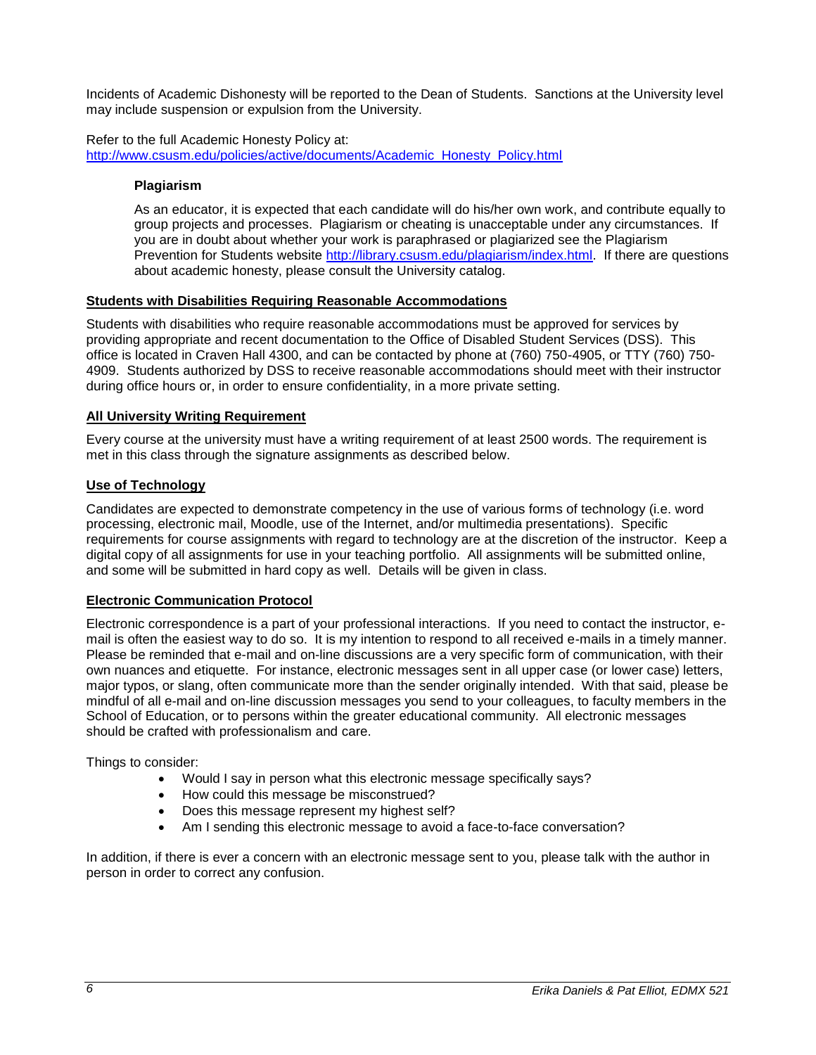Incidents of Academic Dishonesty will be reported to the Dean of Students. Sanctions at the University level may include suspension or expulsion from the University.

Refer to the full Academic Honesty Policy at:
http://www.csusm.edu/policies/active/documents/Academic_Honesty_Policy.html

### Plagiarism

As an educator, it is expected that each candidate will do his/her own work, and contribute equally to group projects and processes. Plagiarism or cheating is unacceptable under any circumstances. If you are in doubt about whether your work is paraphrased or plagiarized see the Plagiarism Prevention for Students website http://library.csusm.edu/plagiarism/index.html. If there are questions about academic honesty, please consult the University catalog.

## Students with Disabilities Requiring Reasonable Accommodations

Students with disabilities who require reasonable accommodations must be approved for services by providing appropriate and recent documentation to the Office of Disabled Student Services (DSS). This office is located in Craven Hall 4300, and can be contacted by phone at (760) 750-4905, or TTY (760) 750-4909. Students authorized by DSS to receive reasonable accommodations should meet with their instructor during office hours or, in order to ensure confidentiality, in a more private setting.

## All University Writing Requirement

Every course at the university must have a writing requirement of at least 2500 words. The requirement is met in this class through the signature assignments as described below.

## Use of Technology

Candidates are expected to demonstrate competency in the use of various forms of technology (i.e. word processing, electronic mail, Moodle, use of the Internet, and/or multimedia presentations). Specific requirements for course assignments with regard to technology are at the discretion of the instructor. Keep a digital copy of all assignments for use in your teaching portfolio. All assignments will be submitted online, and some will be submitted in hard copy as well. Details will be given in class.

## Electronic Communication Protocol

Electronic correspondence is a part of your professional interactions. If you need to contact the instructor, e-mail is often the easiest way to do so. It is my intention to respond to all received e-mails in a timely manner. Please be reminded that e-mail and on-line discussions are a very specific form of communication, with their own nuances and etiquette. For instance, electronic messages sent in all upper case (or lower case) letters, major typos, or slang, often communicate more than the sender originally intended. With that said, please be mindful of all e-mail and on-line discussion messages you send to your colleagues, to faculty members in the School of Education, or to persons within the greater educational community. All electronic messages should be crafted with professionalism and care.

Things to consider:

- Would I say in person what this electronic message specifically says?
- How could this message be misconstrued?
- Does this message represent my highest self?
- Am I sending this electronic message to avoid a face-to-face conversation?

In addition, if there is ever a concern with an electronic message sent to you, please talk with the author in person in order to correct any confusion.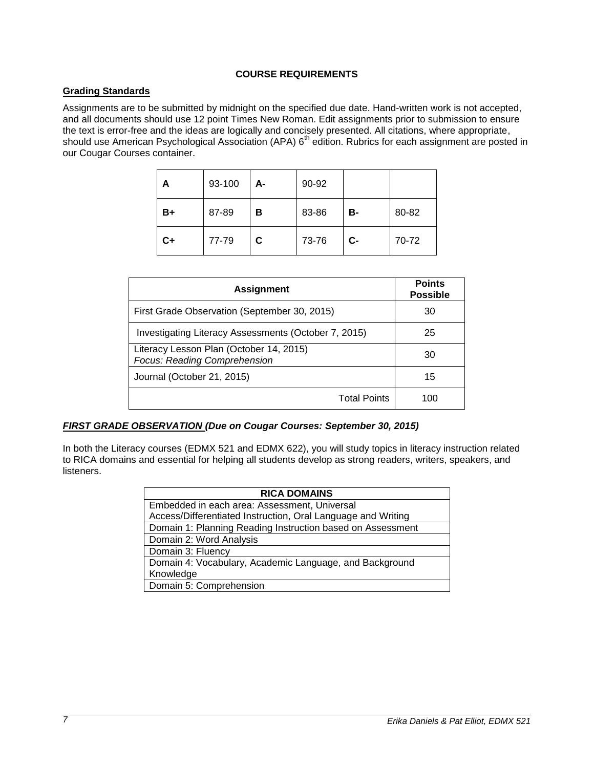**COURSE REQUIREMENTS**

**Grading Standards**

Assignments are to be submitted by midnight on the specified due date. Hand-written work is not accepted, and all documents should use 12 point Times New Roman. Edit assignments prior to submission to ensure the text is error-free and the ideas are logically and concisely presented. All citations, where appropriate, should use American Psychological Association (APA) 6th edition. Rubrics for each assignment are posted in our Cougar Courses container.

| **A** | 93-100 | **A-** | 90-92 | | |
|---|---|---|---|---|---|
| **B+** | 87-89 | **B** | 83-86 | **B-** | 80-82 |
| **C+** | 77-79 | **C** | 73-76 | **C-** | 70-72 |

| **Assignment** | **Points Possible** |
|---|---|
| First Grade Observation (September 30, 2015) | 30 |
| Investigating Literacy Assessments (October 7, 2015) | 25 |
| Literacy Lesson Plan (October 14, 2015) *Focus: Reading Comprehension* | 30 |
| Journal (October 21, 2015) | 15 |
| Total Points | 100 |

***FIRST GRADE OBSERVATION (Due on Cougar Courses: September 30, 2015)***

In both the Literacy courses (EDMX 521 and EDMX 622), you will study topics in literacy instruction related to RICA domains and essential for helping all students develop as strong readers, writers, speakers, and listeners.

| **RICA DOMAINS** |
|---|
| Embedded in each area: Assessment, Universal Access/Differentiated Instruction, Oral Language and Writing |
| Domain 1: Planning Reading Instruction based on Assessment |
| Domain 2: Word Analysis |
| Domain 3: Fluency |
| Domain 4: Vocabulary, Academic Language, and Background Knowledge |
| Domain 5: Comprehension |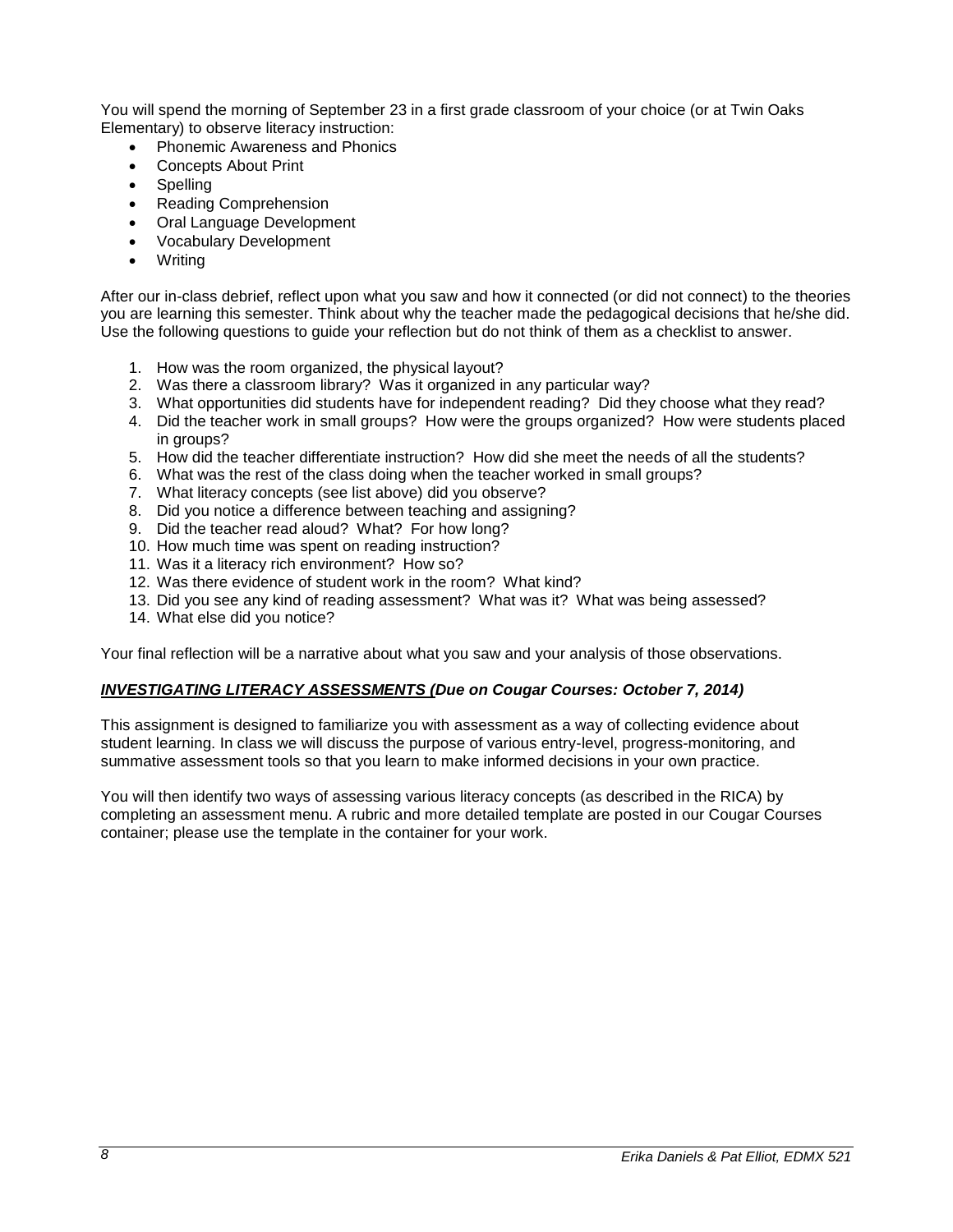You will spend the morning of September 23 in a first grade classroom of your choice (or at Twin Oaks Elementary) to observe literacy instruction:

- Phonemic Awareness and Phonics
- Concepts About Print
- Spelling
- Reading Comprehension
- Oral Language Development
- Vocabulary Development
- Writing

After our in-class debrief, reflect upon what you saw and how it connected (or did not connect) to the theories you are learning this semester. Think about why the teacher made the pedagogical decisions that he/she did. Use the following questions to guide your reflection but do not think of them as a checklist to answer.

1. How was the room organized, the physical layout?
2. Was there a classroom library? Was it organized in any particular way?
3. What opportunities did students have for independent reading? Did they choose what they read?
4. Did the teacher work in small groups? How were the groups organized? How were students placed in groups?
5. How did the teacher differentiate instruction? How did she meet the needs of all the students?
6. What was the rest of the class doing when the teacher worked in small groups?
7. What literacy concepts (see list above) did you observe?
8. Did you notice a difference between teaching and assigning?
9. Did the teacher read aloud? What? For how long?
10. How much time was spent on reading instruction?
11. Was it a literacy rich environment? How so?
12. Was there evidence of student work in the room? What kind?
13. Did you see any kind of reading assessment? What was it? What was being assessed?
14. What else did you notice?

Your final reflection will be a narrative about what you saw and your analysis of those observations.

***INVESTIGATING LITERACY ASSESSMENTS (Due on Cougar Courses: October 7, 2014)***

This assignment is designed to familiarize you with assessment as a way of collecting evidence about student learning. In class we will discuss the purpose of various entry-level, progress-monitoring, and summative assessment tools so that you learn to make informed decisions in your own practice.

You will then identify two ways of assessing various literacy concepts (as described in the RICA) by completing an assessment menu. A rubric and more detailed template are posted in our Cougar Courses container; please use the template in the container for your work.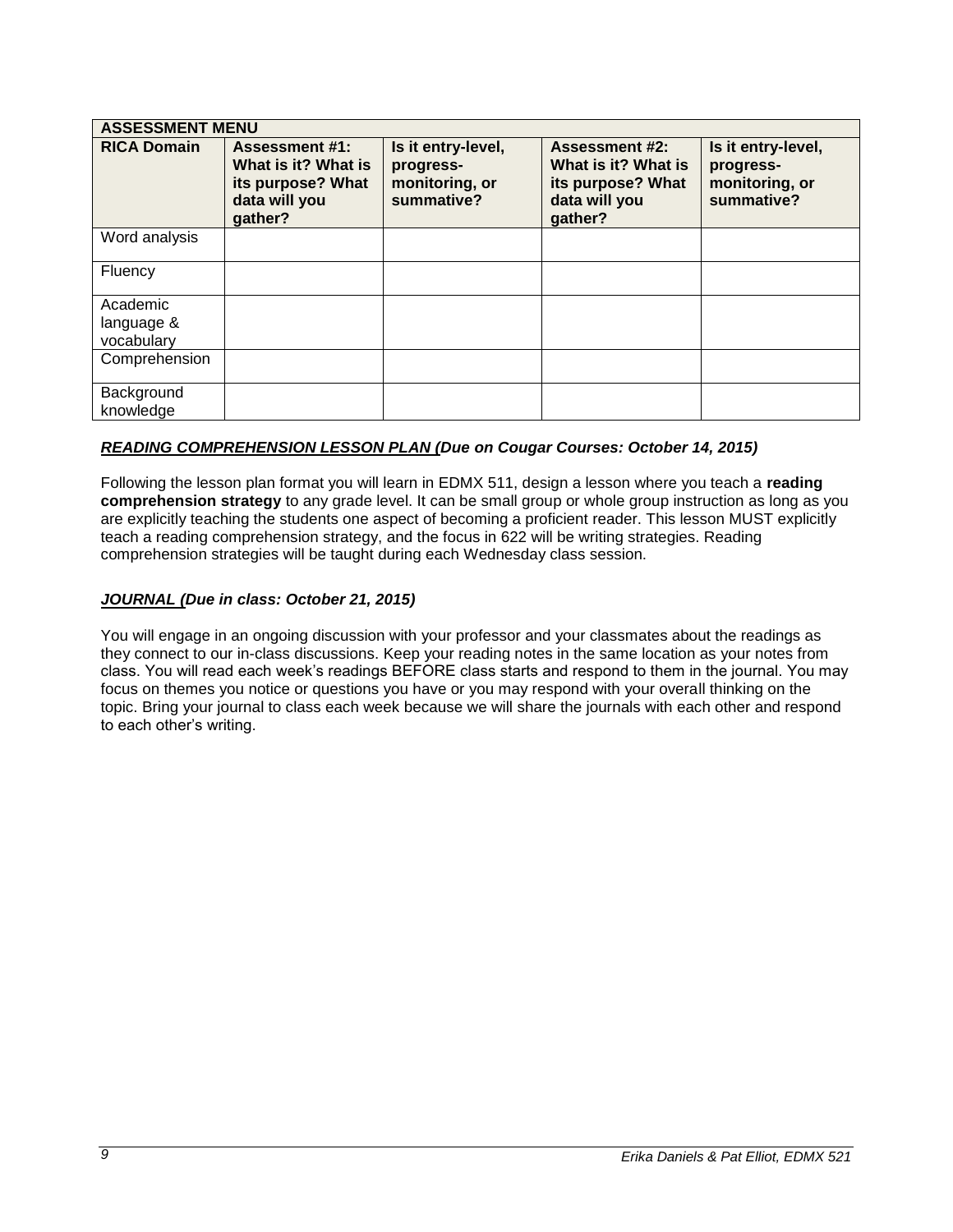| ASSESSMENT MENU | | | | |
|---|---|---|---|---|
| **RICA Domain** | **Assessment #1: What is it? What is its purpose? What data will you gather?** | **Is it entry-level, progress-monitoring, or summative?** | **Assessment #2: What is it? What is its purpose? What data will you gather?** | **Is it entry-level, progress-monitoring, or summative?** |
| Word analysis | | | | |
| Fluency | | | | |
| Academic language & vocabulary | | | | |
| Comprehension | | | | |
| Background knowledge | | | | |

***READING COMPREHENSION LESSON PLAN (Due on Cougar Courses: October 14, 2015)***

Following the lesson plan format you will learn in EDMX 511, design a lesson where you teach a **reading comprehension strategy** to any grade level. It can be small group or whole group instruction as long as you are explicitly teaching the students one aspect of becoming a proficient reader. This lesson MUST explicitly teach a reading comprehension strategy, and the focus in 622 will be writing strategies. Reading comprehension strategies will be taught during each Wednesday class session.

***JOURNAL (Due in class: October 21, 2015)***

You will engage in an ongoing discussion with your professor and your classmates about the readings as they connect to our in-class discussions. Keep your reading notes in the same location as your notes from class. You will read each week's readings BEFORE class starts and respond to them in the journal. You may focus on themes you notice or questions you have or you may respond with your overall thinking on the topic. Bring your journal to class each week because we will share the journals with each other and respond to each other's writing.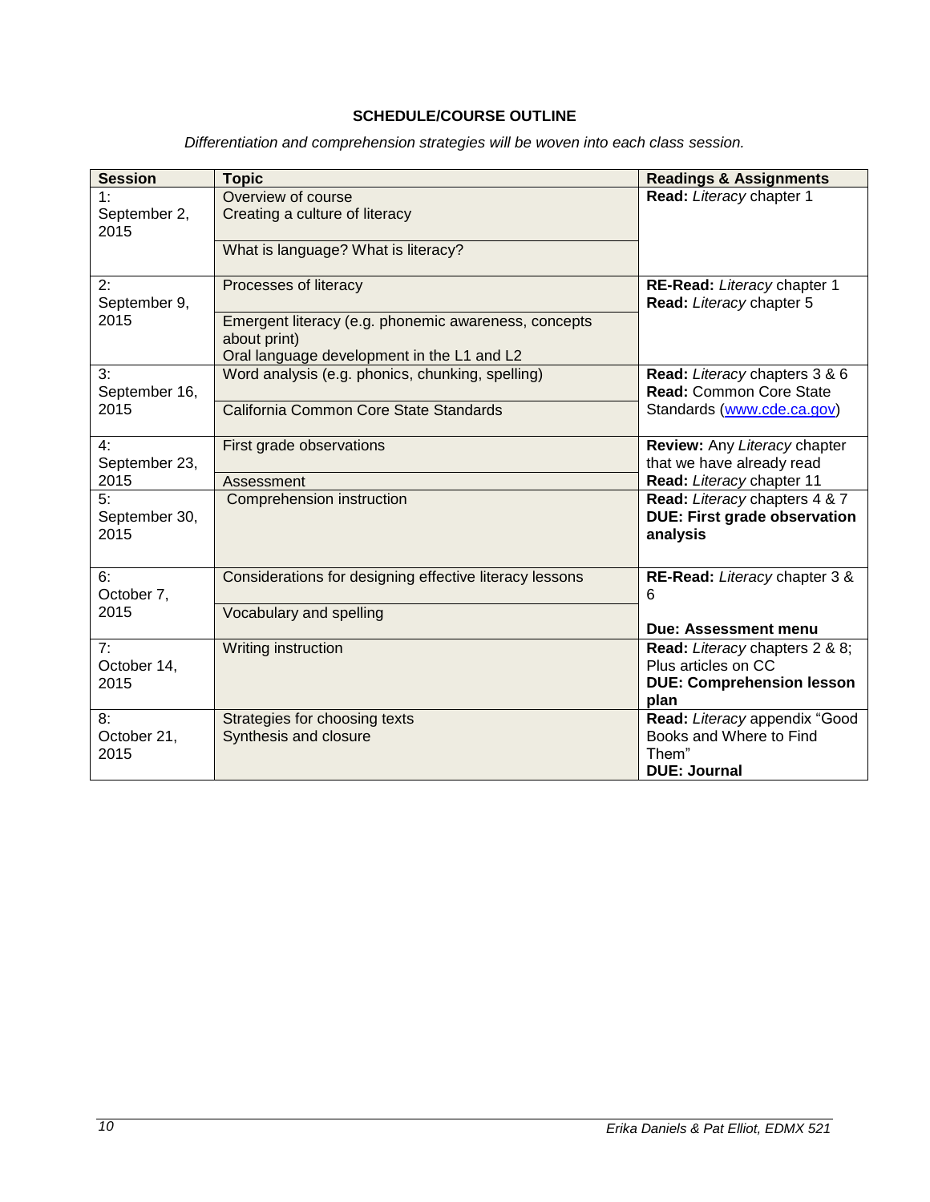**SCHEDULE/COURSE OUTLINE**

*Differentiation and comprehension strategies will be woven into each class session.*

| Session | Topic | Readings & Assignments |
|---|---|---|
| 1: September 2, 2015 | Overview of course<br>Creating a culture of literacy<br><br>What is language? What is literacy? | **Read:** *Literacy* chapter 1 |
| 2: September 9, 2015 | Processes of literacy<br><br>Emergent literacy (e.g. phonemic awareness, concepts about print)<br>Oral language development in the L1 and L2 | **RE-Read:** *Literacy* chapter 1<br>**Read:** *Literacy* chapter 5 |
| 3: September 16, 2015 | Word analysis (e.g. phonics, chunking, spelling)<br><br>California Common Core State Standards | **Read:** *Literacy* chapters 3 & 6<br>**Read:** Common Core State Standards (www.cde.ca.gov) |
| 4: September 23, 2015 | First grade observations<br><br>Assessment | **Review:** Any *Literacy* chapter that we have already read<br>**Read:** *Literacy* chapter 11 |
| 5: September 30, 2015 | Comprehension instruction | **Read:** *Literacy* chapters 4 & 7<br>**DUE: First grade observation analysis** |
| 6: October 7, 2015 | Considerations for designing effective literacy lessons<br><br>Vocabulary and spelling | **RE-Read:** *Literacy* chapter 3 & 6<br><br>**Due: Assessment menu** |
| 7: October 14, 2015 | Writing instruction | **Read:** *Literacy* chapters 2 & 8; Plus articles on CC<br>**DUE: Comprehension lesson plan** |
| 8: October 21, 2015 | Strategies for choosing texts<br>Synthesis and closure | **Read:** *Literacy* appendix "Good Books and Where to Find Them"<br>**DUE: Journal** |